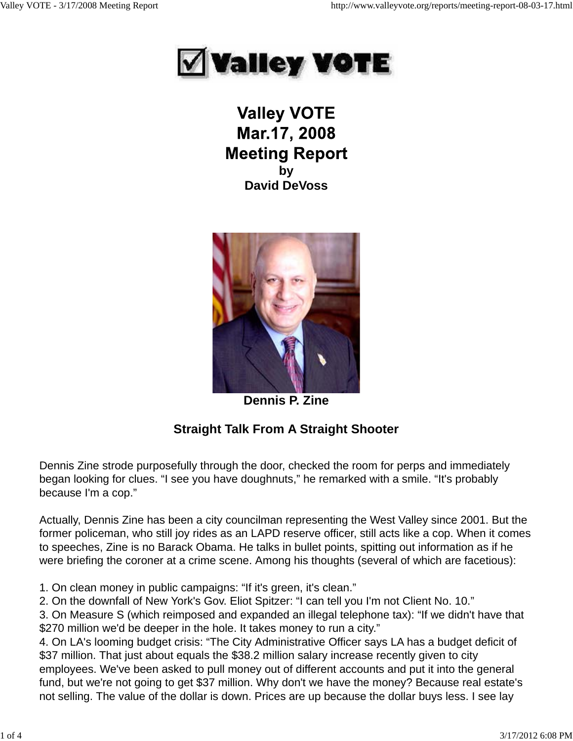# Valley VOTE
# Mar.17, 2008
# Meeting Report

**by**
**David DeVoss**

**Dennis P. Zine**

## Straight Talk From A Straight Shooter

Dennis Zine strode purposefully through the door, checked the room for perps and immediately began looking for clues. “I see you have doughnuts,” he remarked with a smile. “It's probably because I'm a cop.”

Actually, Dennis Zine has been a city councilman representing the West Valley since 2001. But the former policeman, who still joy rides as an LAPD reserve officer, still acts like a cop. When it comes to speeches, Zine is no Barack Obama. He talks in bullet points, spitting out information as if he were briefing the coroner at a crime scene. Among his thoughts (several of which are facetious):

1. On clean money in public campaigns: “If it's green, it's clean.”
2. On the downfall of New York's Gov. Eliot Spitzer: “I can tell you I'm not Client No. 10.”
3. On Measure S (which reimposed and expanded an illegal telephone tax): “If we didn't have that $270 million we'd be deeper in the hole. It takes money to run a city.”
4. On LA's looming budget crisis: “The City Administrative Officer says LA has a budget deficit of $37 million. That just about equals the $38.2 million salary increase recently given to city employees. We've been asked to pull money out of different accounts and put it into the general fund, but we're not going to get $37 million. Why don't we have the money? Because real estate's not selling. The value of the dollar is down. Prices are up because the dollar buys less. I see lay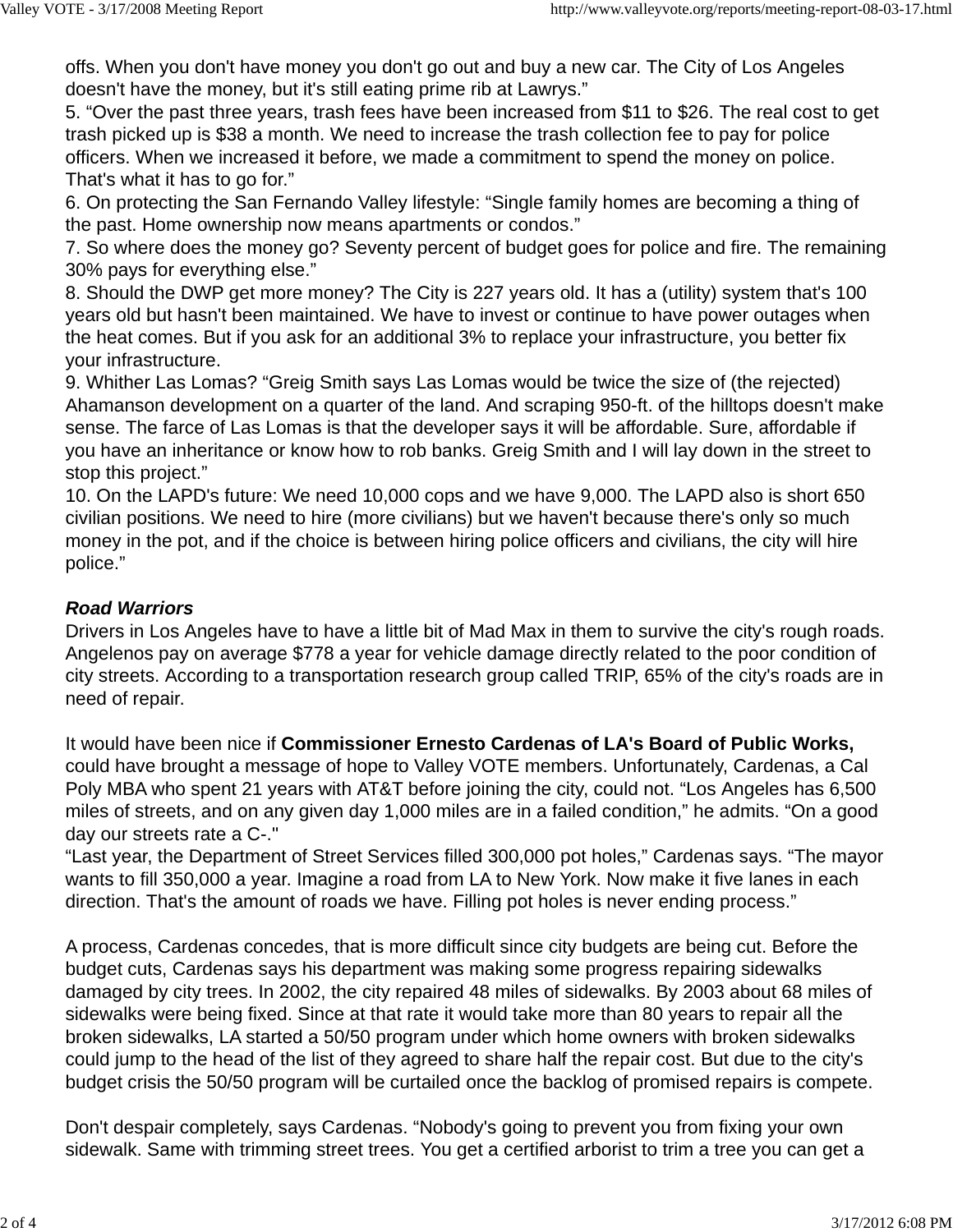offs. When you don't have money you don't go out and buy a new car. The City of Los Angeles doesn't have the money, but it's still eating prime rib at Lawrys."

5. "Over the past three years, trash fees have been increased from $11 to $26. The real cost to get trash picked up is $38 a month. We need to increase the trash collection fee to pay for police officers. When we increased it before, we made a commitment to spend the money on police. That's what it has to go for."

6. On protecting the San Fernando Valley lifestyle: "Single family homes are becoming a thing of the past. Home ownership now means apartments or condos."

7. So where does the money go? Seventy percent of budget goes for police and fire. The remaining 30% pays for everything else."

8. Should the DWP get more money? The City is 227 years old. It has a (utility) system that's 100 years old but hasn't been maintained. We have to invest or continue to have power outages when the heat comes. But if you ask for an additional 3% to replace your infrastructure, you better fix your infrastructure.

9. Whither Las Lomas? "Greig Smith says Las Lomas would be twice the size of (the rejected) Ahamanson development on a quarter of the land. And scraping 950-ft. of the hilltops doesn't make sense. The farce of Las Lomas is that the developer says it will be affordable. Sure, affordable if you have an inheritance or know how to rob banks. Greig Smith and I will lay down in the street to stop this project."

10. On the LAPD's future: We need 10,000 cops and we have 9,000. The LAPD also is short 650 civilian positions. We need to hire (more civilians) but we haven't because there's only so much money in the pot, and if the choice is between hiring police officers and civilians, the city will hire police."

***Road Warriors***

Drivers in Los Angeles have to have a little bit of Mad Max in them to survive the city's rough roads. Angelenos pay on average $778 a year for vehicle damage directly related to the poor condition of city streets. According to a transportation research group called TRIP, 65% of the city's roads are in need of repair.

It would have been nice if **Commissioner Ernesto Cardenas of LA's Board of Public Works,** could have brought a message of hope to Valley VOTE members. Unfortunately, Cardenas, a Cal Poly MBA who spent 21 years with AT&T before joining the city, could not. "Los Angeles has 6,500 miles of streets, and on any given day 1,000 miles are in a failed condition," he admits. "On a good day our streets rate a C-."

"Last year, the Department of Street Services filled 300,000 pot holes," Cardenas says. "The mayor wants to fill 350,000 a year. Imagine a road from LA to New York. Now make it five lanes in each direction. That's the amount of roads we have. Filling pot holes is never ending process."

A process, Cardenas concedes, that is more difficult since city budgets are being cut. Before the budget cuts, Cardenas says his department was making some progress repairing sidewalks damaged by city trees. In 2002, the city repaired 48 miles of sidewalks. By 2003 about 68 miles of sidewalks were being fixed. Since at that rate it would take more than 80 years to repair all the broken sidewalks, LA started a 50/50 program under which home owners with broken sidewalks could jump to the head of the list of they agreed to share half the repair cost. But due to the city's budget crisis the 50/50 program will be curtailed once the backlog of promised repairs is compete.

Don't despair completely, says Cardenas. "Nobody's going to prevent you from fixing your own sidewalk. Same with trimming street trees. You get a certified arborist to trim a tree you can get a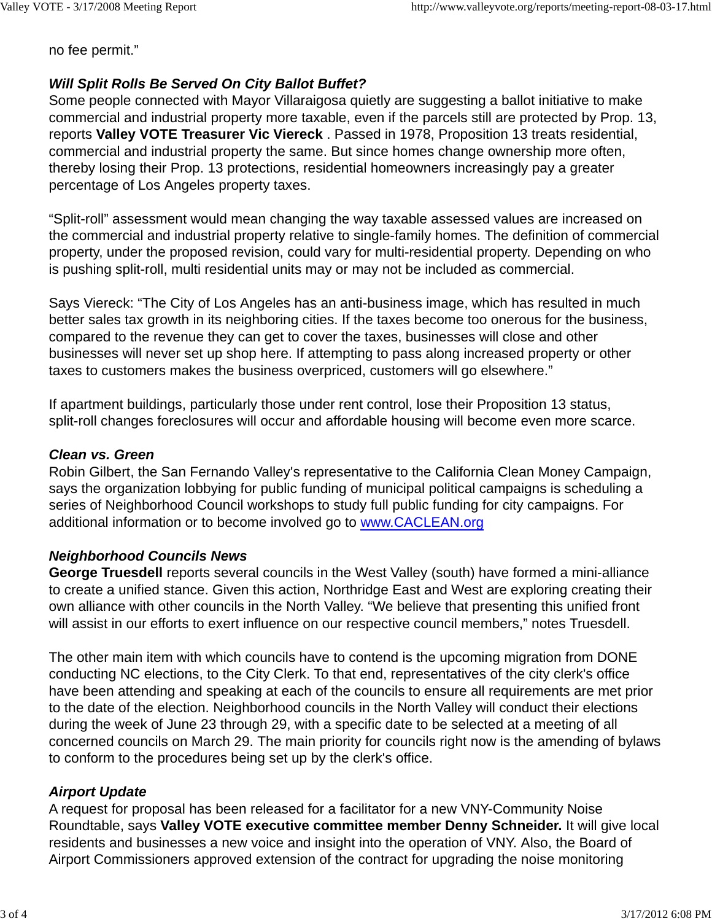no fee permit."

***Will Split Rolls Be Served On City Ballot Buffet?***

Some people connected with Mayor Villaraigosa quietly are suggesting a ballot initiative to make commercial and industrial property more taxable, even if the parcels still are protected by Prop. 13, reports **Valley VOTE Treasurer Vic Viereck** . Passed in 1978, Proposition 13 treats residential, commercial and industrial property the same. But since homes change ownership more often, thereby losing their Prop. 13 protections, residential homeowners increasingly pay a greater percentage of Los Angeles property taxes.

"Split-roll" assessment would mean changing the way taxable assessed values are increased on the commercial and industrial property relative to single-family homes. The definition of commercial property, under the proposed revision, could vary for multi-residential property. Depending on who is pushing split-roll, multi residential units may or may not be included as commercial.

Says Viereck: "The City of Los Angeles has an anti-business image, which has resulted in much better sales tax growth in its neighboring cities. If the taxes become too onerous for the business, compared to the revenue they can get to cover the taxes, businesses will close and other businesses will never set up shop here. If attempting to pass along increased property or other taxes to customers makes the business overpriced, customers will go elsewhere."

If apartment buildings, particularly those under rent control, lose their Proposition 13 status, split-roll changes foreclosures will occur and affordable housing will become even more scarce.

***Clean vs. Green***

Robin Gilbert, the San Fernando Valley's representative to the California Clean Money Campaign, says the organization lobbying for public funding of municipal political campaigns is scheduling a series of Neighborhood Council workshops to study full public funding for city campaigns. For additional information or to become involved go to [www.CACLEAN.org](http://www.CACLEAN.org)

***Neighborhood Councils News***

**George Truesdell** reports several councils in the West Valley (south) have formed a mini-alliance to create a unified stance. Given this action, Northridge East and West are exploring creating their own alliance with other councils in the North Valley. "We believe that presenting this unified front will assist in our efforts to exert influence on our respective council members," notes Truesdell.

The other main item with which councils have to contend is the upcoming migration from DONE conducting NC elections, to the City Clerk. To that end, representatives of the city clerk's office have been attending and speaking at each of the councils to ensure all requirements are met prior to the date of the election. Neighborhood councils in the North Valley will conduct their elections during the week of June 23 through 29, with a specific date to be selected at a meeting of all concerned councils on March 29. The main priority for councils right now is the amending of bylaws to conform to the procedures being set up by the clerk's office.

***Airport Update***

A request for proposal has been released for a facilitator for a new VNY-Community Noise Roundtable, says **Valley VOTE executive committee member Denny Schneider.** It will give local residents and businesses a new voice and insight into the operation of VNY. Also, the Board of Airport Commissioners approved extension of the contract for upgrading the noise monitoring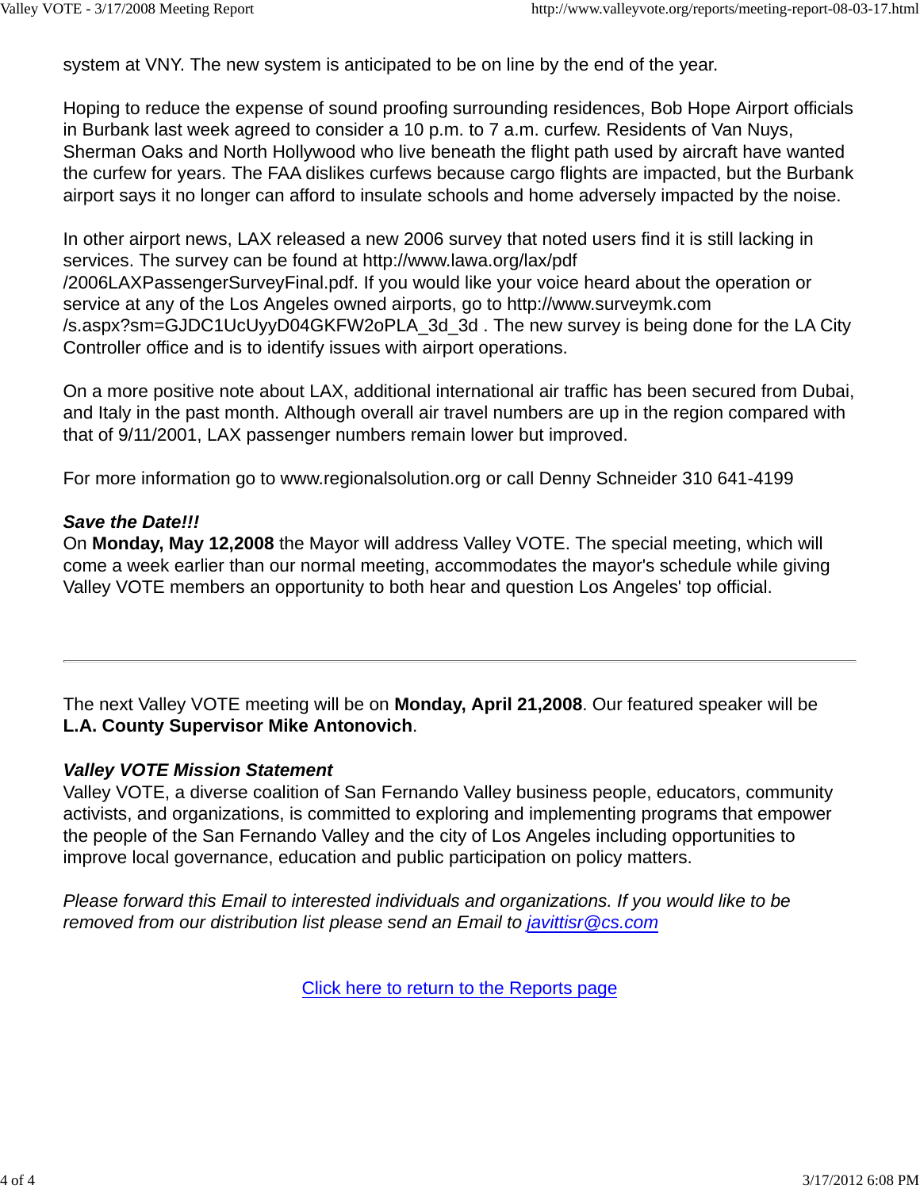system at VNY. The new system is anticipated to be on line by the end of the year.

Hoping to reduce the expense of sound proofing surrounding residences, Bob Hope Airport officials in Burbank last week agreed to consider a 10 p.m. to 7 a.m. curfew. Residents of Van Nuys, Sherman Oaks and North Hollywood who live beneath the flight path used by aircraft have wanted the curfew for years. The FAA dislikes curfews because cargo flights are impacted, but the Burbank airport says it no longer can afford to insulate schools and home adversely impacted by the noise.

In other airport news, LAX released a new 2006 survey that noted users find it is still lacking in services. The survey can be found at http://www.lawa.org/lax/pdf /2006LAXPassengerSurveyFinal.pdf. If you would like your voice heard about the operation or service at any of the Los Angeles owned airports, go to http://www.surveymk.com /s.aspx?sm=GJDC1UcUyyD04GKFW2oPLA_3d_3d . The new survey is being done for the LA City Controller office and is to identify issues with airport operations.

On a more positive note about LAX, additional international air traffic has been secured from Dubai, and Italy in the past month. Although overall air travel numbers are up in the region compared with that of 9/11/2001, LAX passenger numbers remain lower but improved.

For more information go to www.regionalsolution.org or call Denny Schneider 310 641-4199

***Save the Date!!!***

On **Monday, May 12,2008** the Mayor will address Valley VOTE. The special meeting, which will come a week earlier than our normal meeting, accommodates the mayor's schedule while giving Valley VOTE members an opportunity to both hear and question Los Angeles' top official.

---

The next Valley VOTE meeting will be on **Monday, April 21,2008**. Our featured speaker will be **L.A. County Supervisor Mike Antonovich**.

***Valley VOTE Mission Statement***

Valley VOTE, a diverse coalition of San Fernando Valley business people, educators, community activists, and organizations, is committed to exploring and implementing programs that empower the people of the San Fernando Valley and the city of Los Angeles including opportunities to improve local governance, education and public participation on policy matters.

*Please forward this Email to interested individuals and organizations. If you would like to be removed from our distribution list please send an Email to javittisr@cs.com*

Click here to return to the Reports page